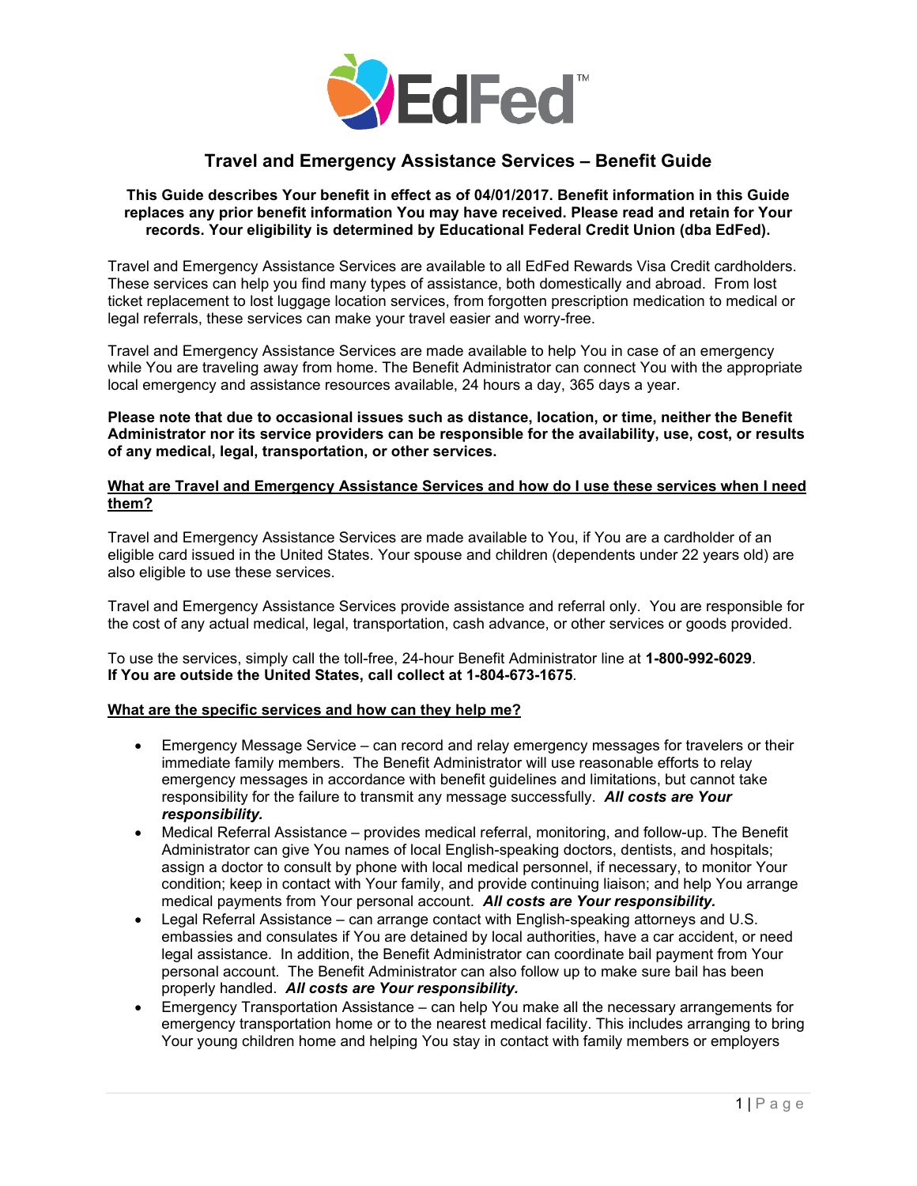# Travel and Emergency Assistance Services – Benefit Guide

**This Guide describes Your benefit in effect as of 04/01/2017. Benefit information in this Guide replaces any prior benefit information You may have received. Please read and retain for Your records. Your eligibility is determined by Educational Federal Credit Union (dba EdFed).**

Travel and Emergency Assistance Services are available to all EdFed Rewards Visa Credit cardholders. These services can help you find many types of assistance, both domestically and abroad. From lost ticket replacement to lost luggage location services, from forgotten prescription medication to medical or legal referrals, these services can make your travel easier and worry-free.

Travel and Emergency Assistance Services are made available to help You in case of an emergency while You are traveling away from home. The Benefit Administrator can connect You with the appropriate local emergency and assistance resources available, 24 hours a day, 365 days a year.

**Please note that due to occasional issues such as distance, location, or time, neither the Benefit Administrator nor its service providers can be responsible for the availability, use, cost, or results of any medical, legal, transportation, or other services.**

## What are Travel and Emergency Assistance Services and how do I use these services when I need them?

Travel and Emergency Assistance Services are made available to You, if You are a cardholder of an eligible card issued in the United States. Your spouse and children (dependents under 22 years old) are also eligible to use these services.

Travel and Emergency Assistance Services provide assistance and referral only. You are responsible for the cost of any actual medical, legal, transportation, cash advance, or other services or goods provided.

To use the services, simply call the toll-free, 24-hour Benefit Administrator line at **1-800-992-6029**.
**If You are outside the United States, call collect at 1-804-673-1675**.

## What are the specific services and how can they help me?

- Emergency Message Service – can record and relay emergency messages for travelers or their immediate family members. The Benefit Administrator will use reasonable efforts to relay emergency messages in accordance with benefit guidelines and limitations, but cannot take responsibility for the failure to transmit any message successfully. ***All costs are Your responsibility.***
- Medical Referral Assistance – provides medical referral, monitoring, and follow-up. The Benefit Administrator can give You names of local English-speaking doctors, dentists, and hospitals; assign a doctor to consult by phone with local medical personnel, if necessary, to monitor Your condition; keep in contact with Your family, and provide continuing liaison; and help You arrange medical payments from Your personal account. ***All costs are Your responsibility.***
- Legal Referral Assistance – can arrange contact with English-speaking attorneys and U.S. embassies and consulates if You are detained by local authorities, have a car accident, or need legal assistance. In addition, the Benefit Administrator can coordinate bail payment from Your personal account. The Benefit Administrator can also follow up to make sure bail has been properly handled. ***All costs are Your responsibility.***
- Emergency Transportation Assistance – can help You make all the necessary arrangements for emergency transportation home or to the nearest medical facility. This includes arranging to bring Your young children home and helping You stay in contact with family members or employers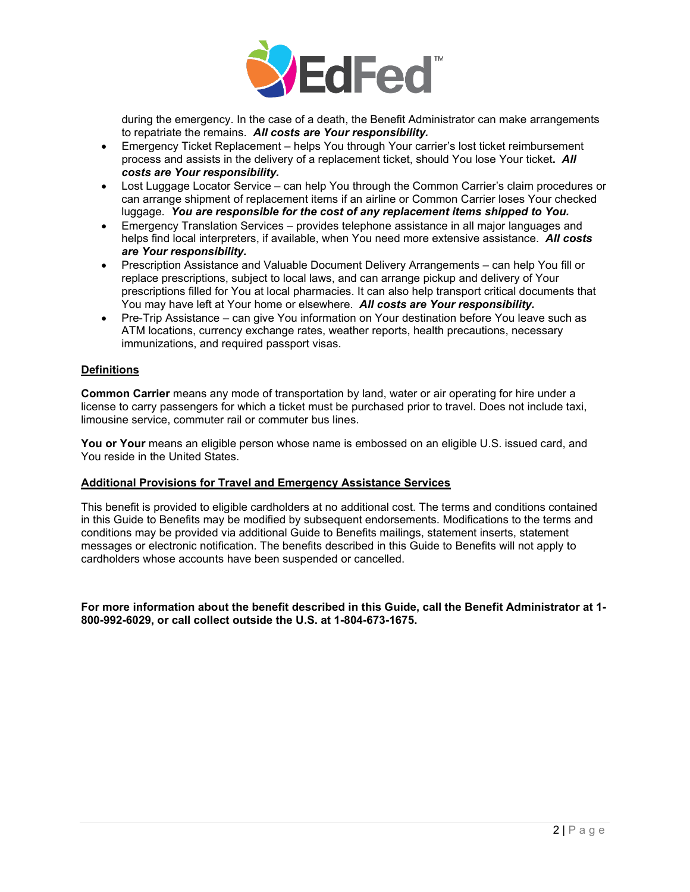during the emergency. In the case of a death, the Benefit Administrator can make arrangements to repatriate the remains. ***All costs are Your responsibility.***

- Emergency Ticket Replacement – helps You through Your carrier's lost ticket reimbursement process and assists in the delivery of a replacement ticket, should You lose Your ticket**.** ***All costs are Your responsibility.***
- Lost Luggage Locator Service – can help You through the Common Carrier's claim procedures or can arrange shipment of replacement items if an airline or Common Carrier loses Your checked luggage. ***You are responsible for the cost of any replacement items shipped to You.***
- Emergency Translation Services – provides telephone assistance in all major languages and helps find local interpreters, if available, when You need more extensive assistance. ***All costs are Your responsibility.***
- Prescription Assistance and Valuable Document Delivery Arrangements – can help You fill or replace prescriptions, subject to local laws, and can arrange pickup and delivery of Your prescriptions filled for You at local pharmacies. It can also help transport critical documents that You may have left at Your home or elsewhere. ***All costs are Your responsibility.***
- Pre-Trip Assistance – can give You information on Your destination before You leave such as ATM locations, currency exchange rates, weather reports, health precautions, necessary immunizations, and required passport visas.

## Definitions

**Common Carrier** means any mode of transportation by land, water or air operating for hire under a license to carry passengers for which a ticket must be purchased prior to travel. Does not include taxi, limousine service, commuter rail or commuter bus lines.

**You or Your** means an eligible person whose name is embossed on an eligible U.S. issued card, and You reside in the United States.

## Additional Provisions for Travel and Emergency Assistance Services

This benefit is provided to eligible cardholders at no additional cost. The terms and conditions contained in this Guide to Benefits may be modified by subsequent endorsements. Modifications to the terms and conditions may be provided via additional Guide to Benefits mailings, statement inserts, statement messages or electronic notification. The benefits described in this Guide to Benefits will not apply to cardholders whose accounts have been suspended or cancelled.

**For more information about the benefit described in this Guide, call the Benefit Administrator at 1-800-992-6029, or call collect outside the U.S. at 1-804-673-1675.**